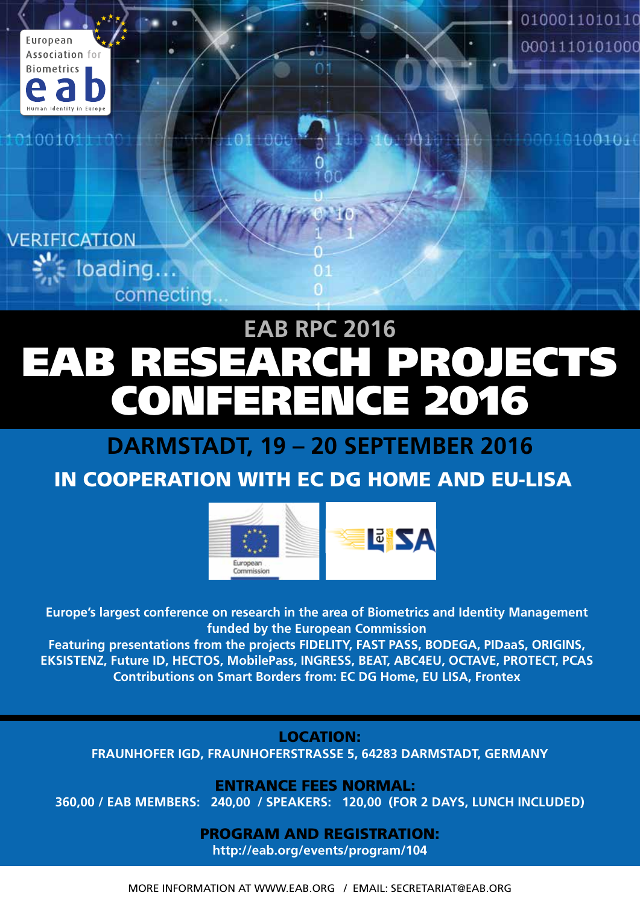# EAB RPC 2016

# EAB RESEARCH PROJECTS CONFERENCE 2016

## DARMSTADT, 19 – 20 SEPTEMBER 2016

## IN COOPERATION WITH EC DG HOME AND EU-LISA

**Europe's largest conference on research in the area of Biometrics and Identity Management funded by the European Commission**

**Featuring presentations from the projects FIDELITY, FAST PASS, BODEGA, PIDaaS, ORIGINS, EKSISTENZ, Future ID, HECTOS, MobilePass, INGRESS, BEAT, ABC4EU, OCTAVE, PROTECT, PCAS**

**Contributions on Smart Borders from: EC DG Home, EU LISA, Frontex**

### LOCATION:

**FRAUNHOFER IGD, FRAUNHOFERSTRASSE 5, 64283 DARMSTADT, GERMANY**

### ENTRANCE FEES NORMAL:

**360,00 / EAB MEMBERS: 240,00 / SPEAKERS: 120,00 (FOR 2 DAYS, LUNCH INCLUDED)**

### PROGRAM AND REGISTRATION:

**http://eab.org/events/program/104**

MORE INFORMATION AT WWW.EAB.ORG / EMAIL: SECRETARIAT@EAB.ORG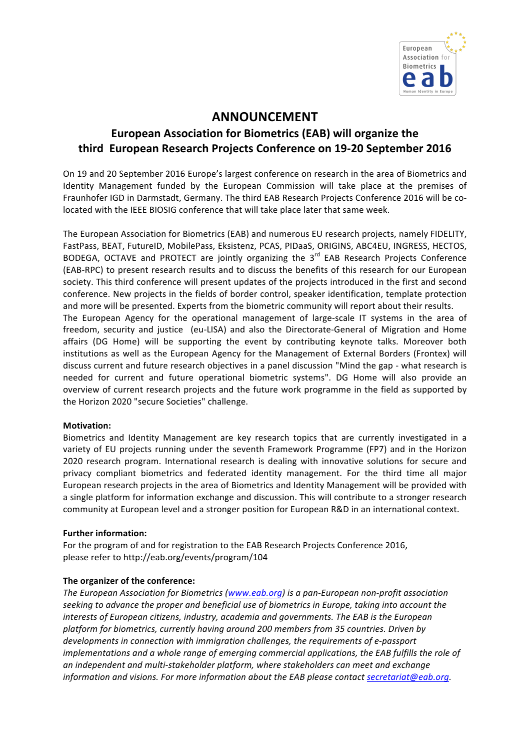# ANNOUNCEMENT

## European Association for Biometrics (EAB) will organize the third European Research Projects Conference on 19-20 September 2016

On 19 and 20 September 2016 Europe's largest conference on research in the area of Biometrics and Identity Management funded by the European Commission will take place at the premises of Fraunhofer IGD in Darmstadt, Germany. The third EAB Research Projects Conference 2016 will be co-located with the IEEE BIOSIG conference that will take place later that same week.

The European Association for Biometrics (EAB) and numerous EU research projects, namely FIDELITY, FastPass, BEAT, FutureID, MobilePass, Eksistenz, PCAS, PIDaaS, ORIGINS, ABC4EU, INGRESS, HECTOS, BODEGA, OCTAVE and PROTECT are jointly organizing the 3rd EAB Research Projects Conference (EAB-RPC) to present research results and to discuss the benefits of this research for our European society. This third conference will present updates of the projects introduced in the first and second conference. New projects in the fields of border control, speaker identification, template protection and more will be presented. Experts from the biometric community will report about their results.
The European Agency for the operational management of large-scale IT systems in the area of freedom, security and justice (eu-LISA) and also the Directorate-General of Migration and Home affairs (DG Home) will be supporting the event by contributing keynote talks. Moreover both institutions as well as the European Agency for the Management of External Borders (Frontex) will discuss current and future research objectives in a panel discussion "Mind the gap - what research is needed for current and future operational biometric systems". DG Home will also provide an overview of current research projects and the future work programme in the field as supported by the Horizon 2020 "secure Societies" challenge.

**Motivation:**
Biometrics and Identity Management are key research topics that are currently investigated in a variety of EU projects running under the seventh Framework Programme (FP7) and in the Horizon 2020 research program. International research is dealing with innovative solutions for secure and privacy compliant biometrics and federated identity management. For the third time all major European research projects in the area of Biometrics and Identity Management will be provided with a single platform for information exchange and discussion. This will contribute to a stronger research community at European level and a stronger position for European R&D in an international context.

**Further information:**
For the program of and for registration to the EAB Research Projects Conference 2016, please refer to http://eab.org/events/program/104

**The organizer of the conference:**
*The European Association for Biometrics (www.eab.org) is a pan-European non-profit association seeking to advance the proper and beneficial use of biometrics in Europe, taking into account the interests of European citizens, industry, academia and governments. The EAB is the European platform for biometrics, currently having around 200 members from 35 countries. Driven by developments in connection with immigration challenges, the requirements of e-passport implementations and a whole range of emerging commercial applications, the EAB fulfills the role of an independent and multi-stakeholder platform, where stakeholders can meet and exchange information and visions. For more information about the EAB please contact secretariat@eab.org.*